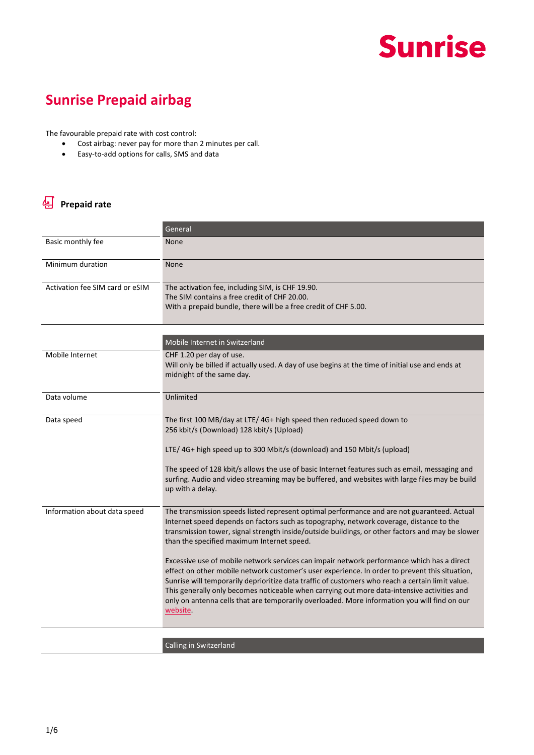Sunrise

# Sunrise Prepaid airbag

The favourable prepaid rate with cost control:

- Cost airbag: never pay for more than 2 minutes per call.
- Easy-to-add options for calls, SMS and data

## Prepaid rate

| | General |
|---|---|
| Basic monthly fee | None |
| Minimum duration | None |
| Activation fee SIM card or eSIM | The activation fee, including SIM, is CHF 19.90.<br>The SIM contains a free credit of CHF 20.00.<br>With a prepaid bundle, there will be a free credit of CHF 5.00. |

| | Mobile Internet in Switzerland |
|---|---|
| Mobile Internet | CHF 1.20 per day of use.<br>Will only be billed if actually used. A day of use begins at the time of initial use and ends at midnight of the same day. |
| Data volume | Unlimited |
| Data speed | The first 100 MB/day at LTE/ 4G+ high speed then reduced speed down to 256 kbit/s (Download) 128 kbit/s (Upload)<br><br>LTE/ 4G+ high speed up to 300 Mbit/s (download) and 150 Mbit/s (upload)<br><br>The speed of 128 kbit/s allows the use of basic Internet features such as email, messaging and surfing. Audio and video streaming may be buffered, and websites with large files may be build up with a delay. |
| Information about data speed | The transmission speeds listed represent optimal performance and are not guaranteed. Actual Internet speed depends on factors such as topography, network coverage, distance to the transmission tower, signal strength inside/outside buildings, or other factors and may be slower than the specified maximum Internet speed.<br><br>Excessive use of mobile network services can impair network performance which has a direct effect on other mobile network customer's user experience. In order to prevent this situation, Sunrise will temporarily deprioritize data traffic of customers who reach a certain limit value. This generally only becomes noticeable when carrying out more data-intensive activities and only on antenna cells that are temporarily overloaded. More information you will find on our website. |

| | Calling in Switzerland |
|---|---|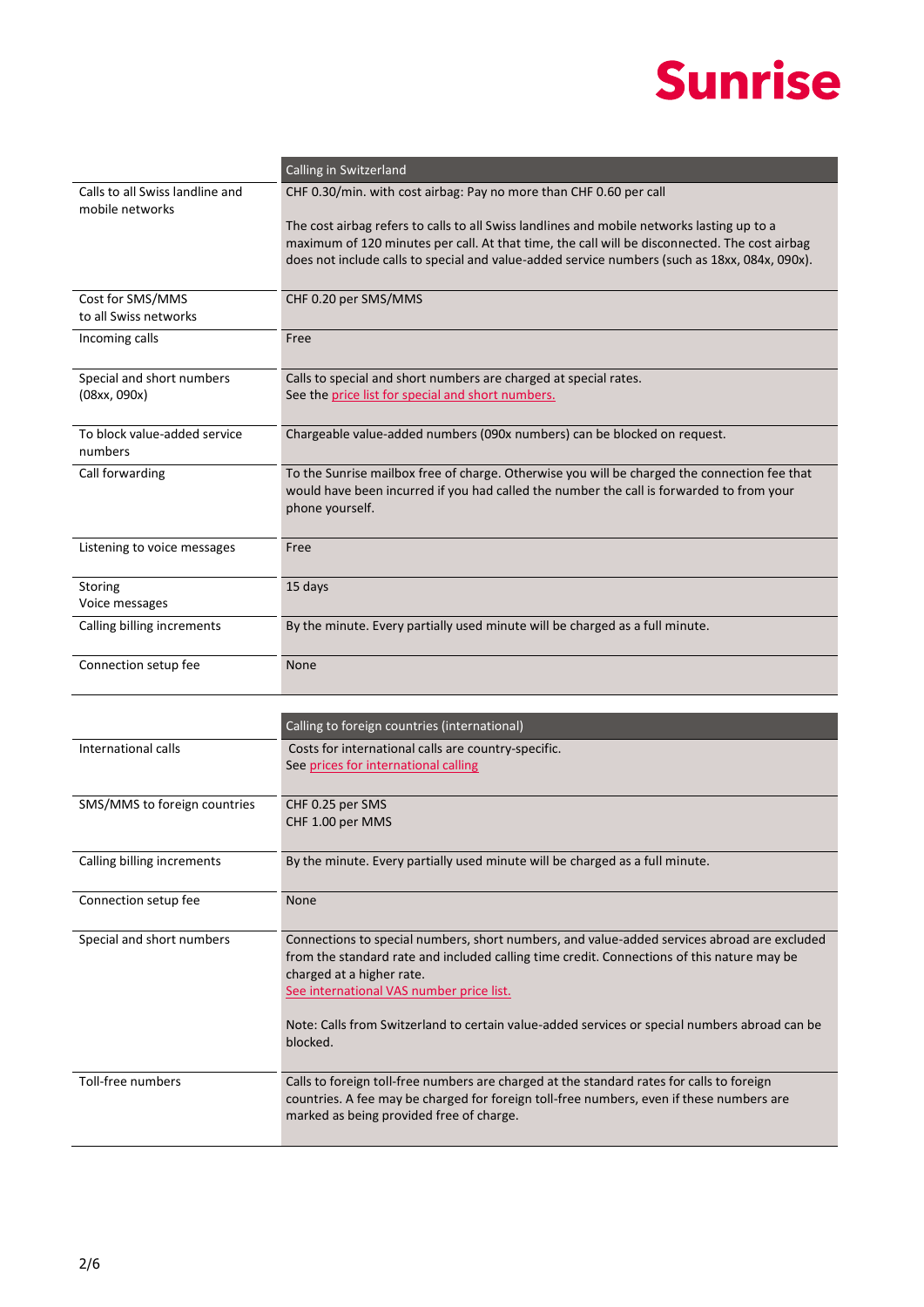| | Calling in Switzerland |
|---|---|
| Calls to all Swiss landline and mobile networks | CHF 0.30/min. with cost airbag: Pay no more than CHF 0.60 per call<br><br>The cost airbag refers to calls to all Swiss landlines and mobile networks lasting up to a maximum of 120 minutes per call. At that time, the call will be disconnected. The cost airbag does not include calls to special and value-added service numbers (such as 18xx, 084x, 090x). |
| Cost for SMS/MMS to all Swiss networks | CHF 0.20 per SMS/MMS |
| Incoming calls | Free |
| Special and short numbers (08xx, 090x) | Calls to special and short numbers are charged at special rates.<br>See the price list for special and short numbers. |
| To block value-added service numbers | Chargeable value-added numbers (090x numbers) can be blocked on request. |
| Call forwarding | To the Sunrise mailbox free of charge. Otherwise you will be charged the connection fee that would have been incurred if you had called the number the call is forwarded to from your phone yourself. |
| Listening to voice messages | Free |
| Storing Voice messages | 15 days |
| Calling billing increments | By the minute. Every partially used minute will be charged as a full minute. |
| Connection setup fee | None |

| | Calling to foreign countries (international) |
|---|---|
| International calls | Costs for international calls are country-specific.<br>See prices for international calling |
| SMS/MMS to foreign countries | CHF 0.25 per SMS<br>CHF 1.00 per MMS |
| Calling billing increments | By the minute. Every partially used minute will be charged as a full minute. |
| Connection setup fee | None |
| Special and short numbers | Connections to special numbers, short numbers, and value-added services abroad are excluded from the standard rate and included calling time credit. Connections of this nature may be charged at a higher rate.<br>See international VAS number price list.<br><br>Note: Calls from Switzerland to certain value-added services or special numbers abroad can be blocked. |
| Toll-free numbers | Calls to foreign toll-free numbers are charged at the standard rates for calls to foreign countries. A fee may be charged for foreign toll-free numbers, even if these numbers are marked as being provided free of charge. |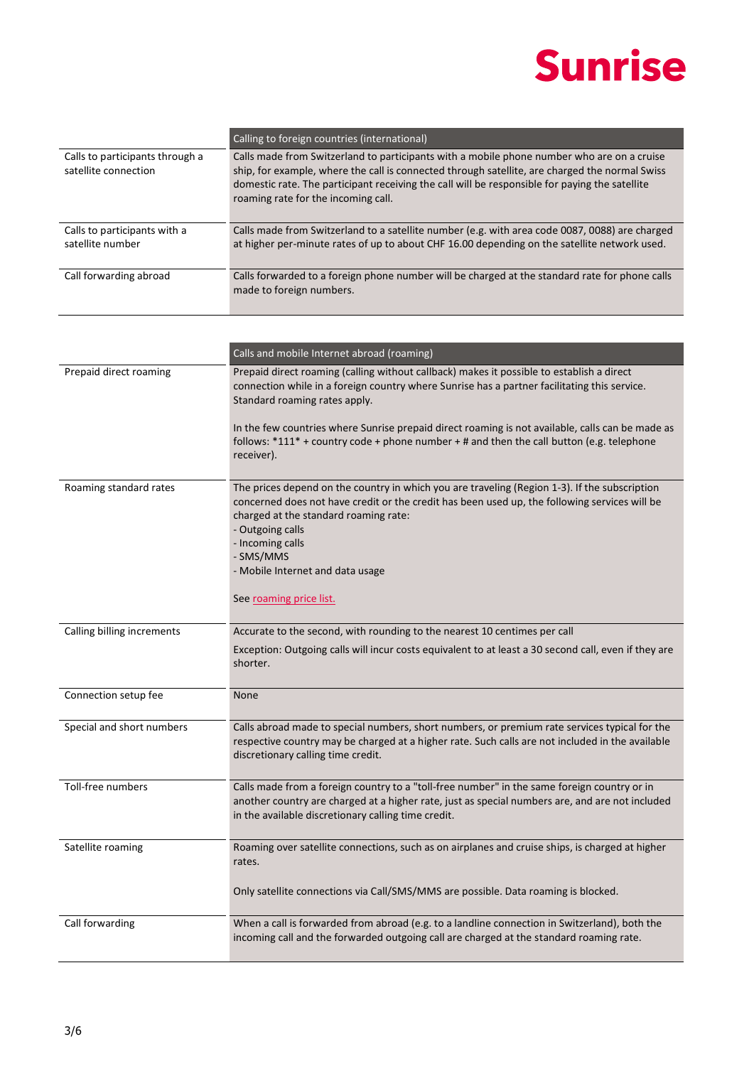| | Calling to foreign countries (international) |
|---|---|
| Calls to participants through a satellite connection | Calls made from Switzerland to participants with a mobile phone number who are on a cruise ship, for example, where the call is connected through satellite, are charged the normal Swiss domestic rate. The participant receiving the call will be responsible for paying the satellite roaming rate for the incoming call. |
| Calls to participants with a satellite number | Calls made from Switzerland to a satellite number (e.g. with area code 0087, 0088) are charged at higher per-minute rates of up to about CHF 16.00 depending on the satellite network used. |
| Call forwarding abroad | Calls forwarded to a foreign phone number will be charged at the standard rate for phone calls made to foreign numbers. |

| | Calls and mobile Internet abroad (roaming) |
|---|---|
| Prepaid direct roaming | Prepaid direct roaming (calling without callback) makes it possible to establish a direct connection while in a foreign country where Sunrise has a partner facilitating this service. Standard roaming rates apply.<br><br>In the few countries where Sunrise prepaid direct roaming is not available, calls can be made as follows: *111* + country code + phone number + # and then the call button (e.g. telephone receiver). |
| Roaming standard rates | The prices depend on the country in which you are traveling (Region 1-3). If the subscription concerned does not have credit or the credit has been used up, the following services will be charged at the standard roaming rate:<br>- Outgoing calls<br>- Incoming calls<br>- SMS/MMS<br>- Mobile Internet and data usage<br><br>See roaming price list. |
| Calling billing increments | Accurate to the second, with rounding to the nearest 10 centimes per call<br>Exception: Outgoing calls will incur costs equivalent to at least a 30 second call, even if they are shorter. |
| Connection setup fee | None |
| Special and short numbers | Calls abroad made to special numbers, short numbers, or premium rate services typical for the respective country may be charged at a higher rate. Such calls are not included in the available discretionary calling time credit. |
| Toll-free numbers | Calls made from a foreign country to a "toll-free number" in the same foreign country or in another country are charged at a higher rate, just as special numbers are, and are not included in the available discretionary calling time credit. |
| Satellite roaming | Roaming over satellite connections, such as on airplanes and cruise ships, is charged at higher rates.<br><br>Only satellite connections via Call/SMS/MMS are possible. Data roaming is blocked. |
| Call forwarding | When a call is forwarded from abroad (e.g. to a landline connection in Switzerland), both the incoming call and the forwarded outgoing call are charged at the standard roaming rate. |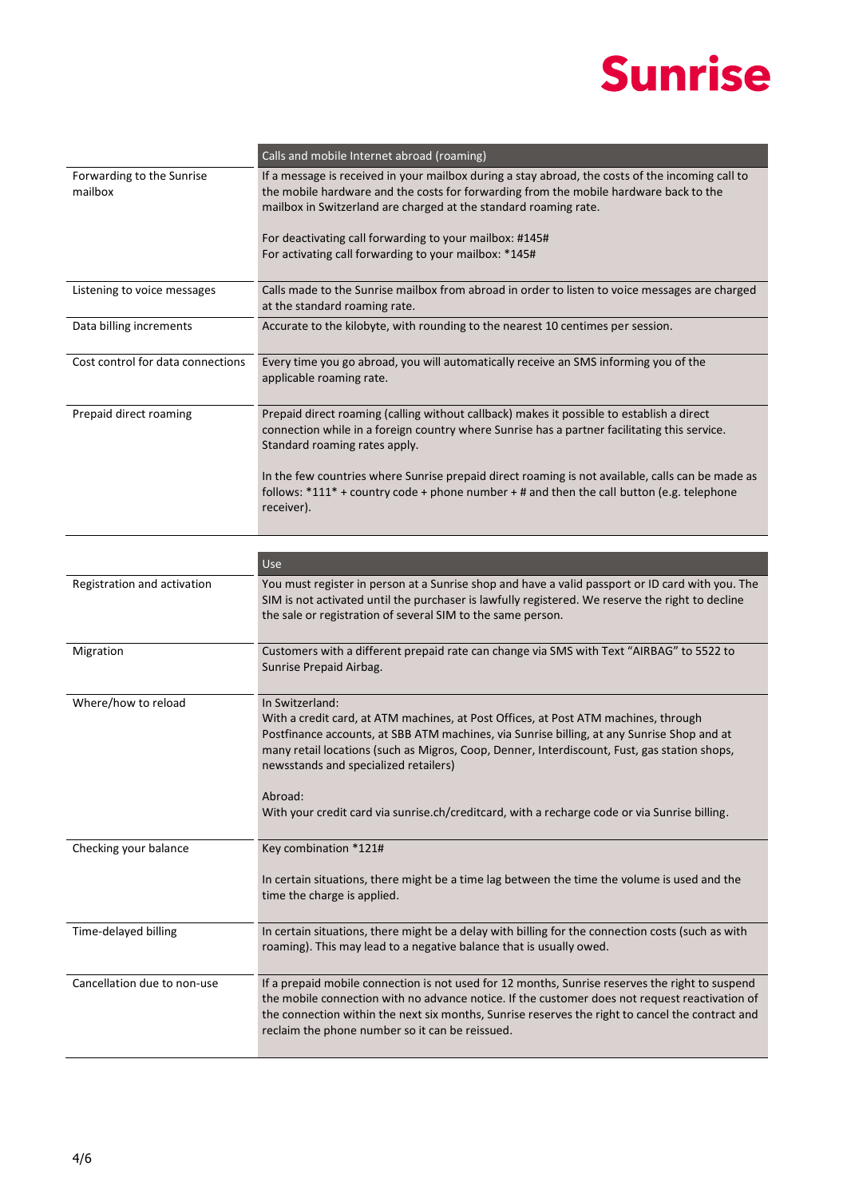| | Calls and mobile Internet abroad (roaming) |
|---|---|
| Forwarding to the Sunrise mailbox | If a message is received in your mailbox during a stay abroad, the costs of the incoming call to the mobile hardware and the costs for forwarding from the mobile hardware back to the mailbox in Switzerland are charged at the standard roaming rate.<br><br>For deactivating call forwarding to your mailbox: #145#<br>For activating call forwarding to your mailbox: *145# |
| Listening to voice messages | Calls made to the Sunrise mailbox from abroad in order to listen to voice messages are charged at the standard roaming rate. |
| Data billing increments | Accurate to the kilobyte, with rounding to the nearest 10 centimes per session. |
| Cost control for data connections | Every time you go abroad, you will automatically receive an SMS informing you of the applicable roaming rate. |
| Prepaid direct roaming | Prepaid direct roaming (calling without callback) makes it possible to establish a direct connection while in a foreign country where Sunrise has a partner facilitating this service. Standard roaming rates apply.<br><br>In the few countries where Sunrise prepaid direct roaming is not available, calls can be made as follows: *111* + country code + phone number + # and then the call button (e.g. telephone receiver). |

| | Use |
|---|---|
| Registration and activation | You must register in person at a Sunrise shop and have a valid passport or ID card with you. The SIM is not activated until the purchaser is lawfully registered. We reserve the right to decline the sale or registration of several SIM to the same person. |
| Migration | Customers with a different prepaid rate can change via SMS with Text "AIRBAG" to 5522 to Sunrise Prepaid Airbag. |
| Where/how to reload | In Switzerland:<br>With a credit card, at ATM machines, at Post Offices, at Post ATM machines, through Postfinance accounts, at SBB ATM machines, via Sunrise billing, at any Sunrise Shop and at many retail locations (such as Migros, Coop, Denner, Interdiscount, Fust, gas station shops, newsstands and specialized retailers)<br><br>Abroad:<br>With your credit card via sunrise.ch/creditcard, with a recharge code or via Sunrise billing. |
| Checking your balance | Key combination *121#<br><br>In certain situations, there might be a time lag between the time the volume is used and the time the charge is applied. |
| Time-delayed billing | In certain situations, there might be a delay with billing for the connection costs (such as with roaming). This may lead to a negative balance that is usually owed. |
| Cancellation due to non-use | If a prepaid mobile connection is not used for 12 months, Sunrise reserves the right to suspend the mobile connection with no advance notice. If the customer does not request reactivation of the connection within the next six months, Sunrise reserves the right to cancel the contract and reclaim the phone number so it can be reissued. |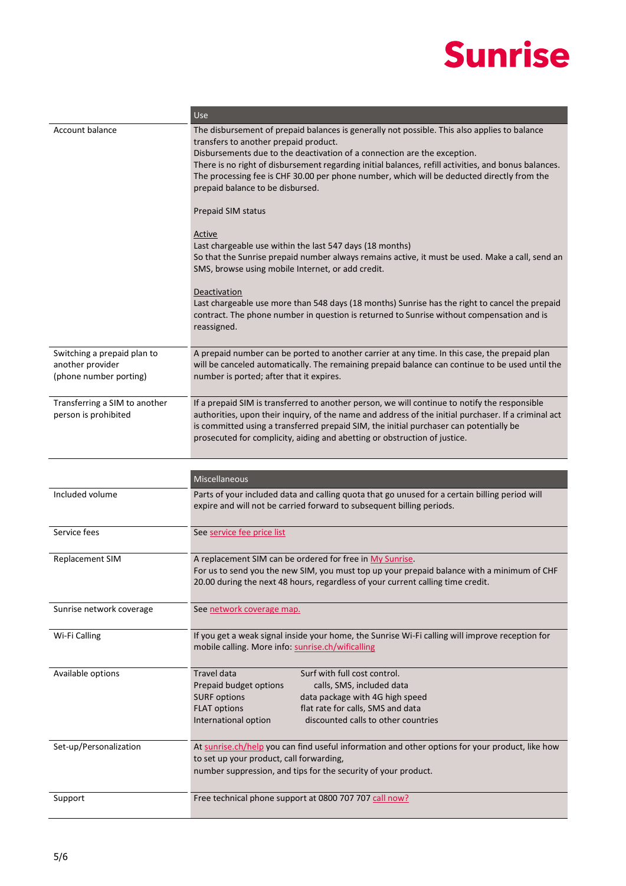| | Use |
|---|---|
| Account balance | The disbursement of prepaid balances is generally not possible. This also applies to balance transfers to another prepaid product.<br>Disbursements due to the deactivation of a connection are the exception.<br>There is no right of disbursement regarding initial balances, refill activities, and bonus balances. The processing fee is CHF 30.00 per phone number, which will be deducted directly from the prepaid balance to be disbursed.<br><br>Prepaid SIM status<br><br>Active<br>Last chargeable use within the last 547 days (18 months)<br>So that the Sunrise prepaid number always remains active, it must be used. Make a call, send an SMS, browse using mobile Internet, or add credit.<br><br>Deactivation<br>Last chargeable use more than 548 days (18 months) Sunrise has the right to cancel the prepaid contract. The phone number in question is returned to Sunrise without compensation and is reassigned. |
| Switching a prepaid plan to another provider (phone number porting) | A prepaid number can be ported to another carrier at any time. In this case, the prepaid plan will be canceled automatically. The remaining prepaid balance can continue to be used until the number is ported; after that it expires. |
| Transferring a SIM to another person is prohibited | If a prepaid SIM is transferred to another person, we will continue to notify the responsible authorities, upon their inquiry, of the name and address of the initial purchaser. If a criminal act is committed using a transferred prepaid SIM, the initial purchaser can potentially be prosecuted for complicity, aiding and abetting or obstruction of justice. |

| | Miscellaneous |
|---|---|
| Included volume | Parts of your included data and calling quota that go unused for a certain billing period will expire and will not be carried forward to subsequent billing periods. |
| Service fees | See service fee price list |
| Replacement SIM | A replacement SIM can be ordered for free in My Sunrise.<br>For us to send you the new SIM, you must top up your prepaid balance with a minimum of CHF 20.00 during the next 48 hours, regardless of your current calling time credit. |
| Sunrise network coverage | See network coverage map. |
| Wi-Fi Calling | If you get a weak signal inside your home, the Sunrise Wi-Fi calling will improve reception for mobile calling. More info: sunrise.ch/wificalling |
| Available options | Travel data: Surf with full cost control.<br>Prepaid budget options: calls, SMS, included data<br>SURF options: data package with 4G high speed<br>FLAT options: flat rate for calls, SMS and data<br>International option: discounted calls to other countries |
| Set-up/Personalization | At sunrise.ch/help you can find useful information and other options for your product, like how to set up your product, call forwarding, number suppression, and tips for the security of your product. |
| Support | Free technical phone support at 0800 707 707 call now? |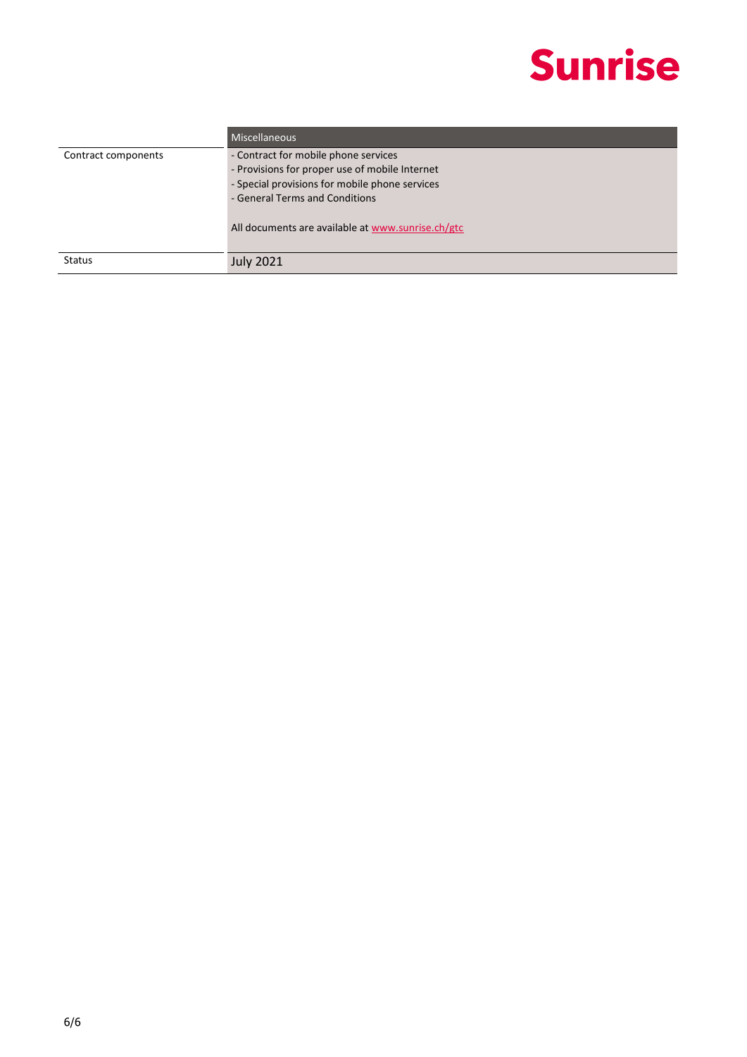| | Miscellaneous |
| --- | --- |
| Contract components | - Contract for mobile phone services<br>- Provisions for proper use of mobile Internet<br>- Special provisions for mobile phone services<br>- General Terms and Conditions<br><br>All documents are available at www.sunrise.ch/gtc |
| Status | July 2021 |